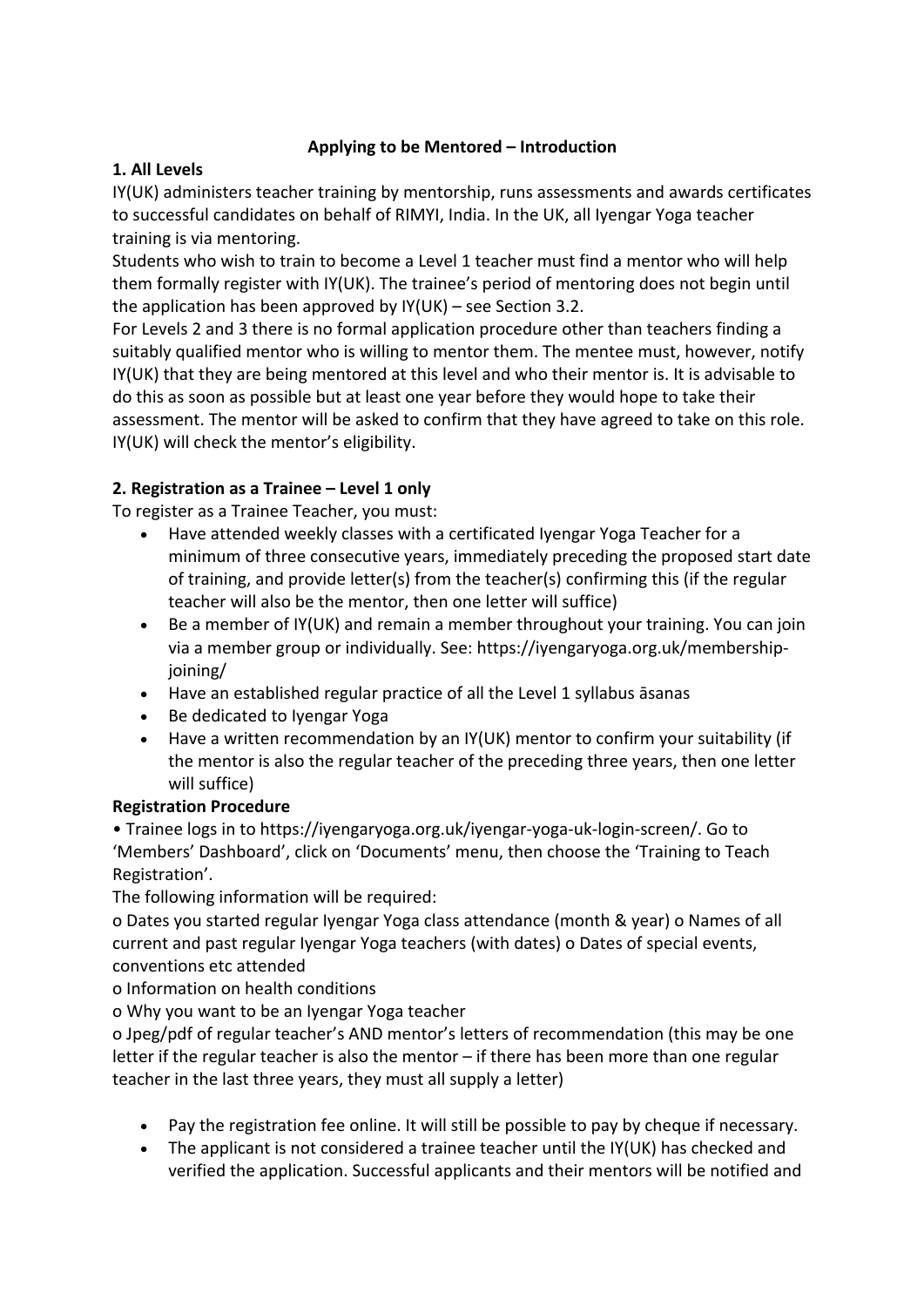# Applying to be Mentored – Introduction

## 1. All Levels

IY(UK) administers teacher training by mentorship, runs assessments and awards certificates to successful candidates on behalf of RIMYI, India. In the UK, all Iyengar Yoga teacher training is via mentoring.

Students who wish to train to become a Level 1 teacher must find a mentor who will help them formally register with IY(UK). The trainee's period of mentoring does not begin until the application has been approved by IY(UK) – see Section 3.2.

For Levels 2 and 3 there is no formal application procedure other than teachers finding a suitably qualified mentor who is willing to mentor them. The mentee must, however, notify IY(UK) that they are being mentored at this level and who their mentor is. It is advisable to do this as soon as possible but at least one year before they would hope to take their assessment. The mentor will be asked to confirm that they have agreed to take on this role. IY(UK) will check the mentor's eligibility.

## 2. Registration as a Trainee – Level 1 only

To register as a Trainee Teacher, you must:

- Have attended weekly classes with a certificated Iyengar Yoga Teacher for a minimum of three consecutive years, immediately preceding the proposed start date of training, and provide letter(s) from the teacher(s) confirming this (if the regular teacher will also be the mentor, then one letter will suffice)
- Be a member of IY(UK) and remain a member throughout your training. You can join via a member group or individually. See: https://iyengaryoga.org.uk/membership-joining/
- Have an established regular practice of all the Level 1 syllabus āsanas
- Be dedicated to Iyengar Yoga
- Have a written recommendation by an IY(UK) mentor to confirm your suitability (if the mentor is also the regular teacher of the preceding three years, then one letter will suffice)

**Registration Procedure**

- Trainee logs in to https://iyengaryoga.org.uk/iyengar-yoga-uk-login-screen/. Go to 'Members' Dashboard', click on 'Documents' menu, then choose the 'Training to Teach Registration'.

The following information will be required:

- Dates you started regular Iyengar Yoga class attendance (month & year)
- Names of all current and past regular Iyengar Yoga teachers (with dates)
- Dates of special events, conventions etc attended
- Information on health conditions
- Why you want to be an Iyengar Yoga teacher
- Jpeg/pdf of regular teacher's AND mentor's letters of recommendation (this may be one letter if the regular teacher is also the mentor – if there has been more than one regular teacher in the last three years, they must all supply a letter)

- Pay the registration fee online. It will still be possible to pay by cheque if necessary.
- The applicant is not considered a trainee teacher until the IY(UK) has checked and verified the application. Successful applicants and their mentors will be notified and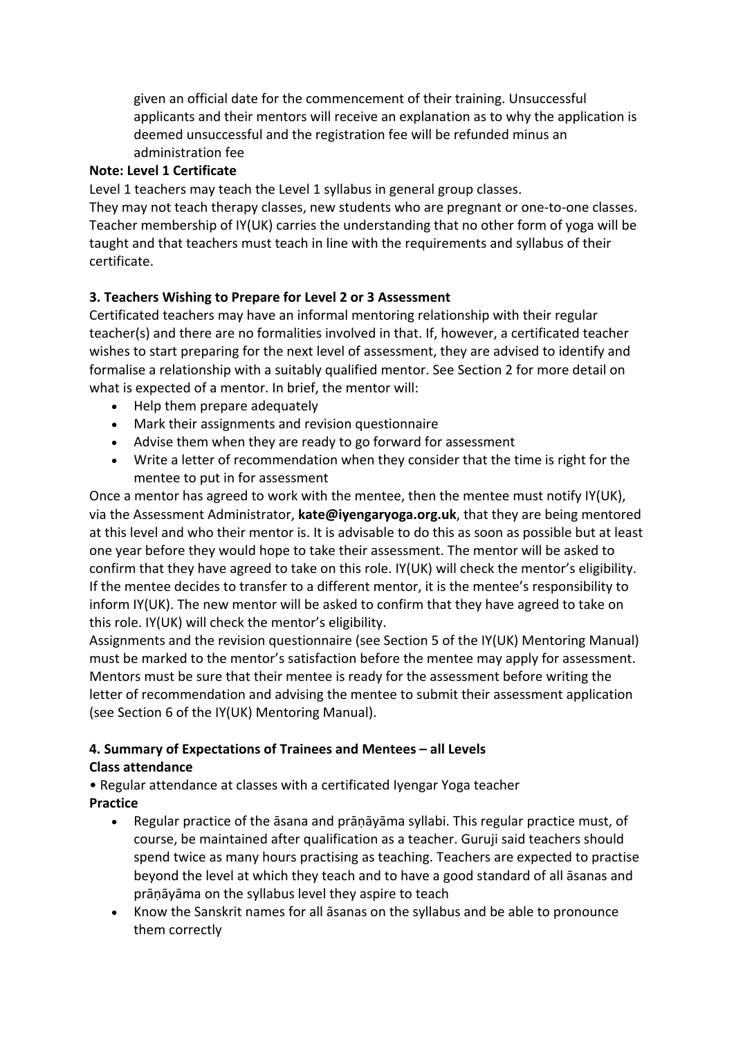given an official date for the commencement of their training. Unsuccessful applicants and their mentors will receive an explanation as to why the application is deemed unsuccessful and the registration fee will be refunded minus an administration fee

**Note: Level 1 Certificate**

Level 1 teachers may teach the Level 1 syllabus in general group classes.
They may not teach therapy classes, new students who are pregnant or one-to-one classes.
Teacher membership of IY(UK) carries the understanding that no other form of yoga will be taught and that teachers must teach in line with the requirements and syllabus of their certificate.

**3. Teachers Wishing to Prepare for Level 2 or 3 Assessment**

Certificated teachers may have an informal mentoring relationship with their regular teacher(s) and there are no formalities involved in that. If, however, a certificated teacher wishes to start preparing for the next level of assessment, they are advised to identify and formalise a relationship with a suitably qualified mentor. See Section 2 for more detail on what is expected of a mentor. In brief, the mentor will:

- Help them prepare adequately
- Mark their assignments and revision questionnaire
- Advise them when they are ready to go forward for assessment
- Write a letter of recommendation when they consider that the time is right for the mentee to put in for assessment

Once a mentor has agreed to work with the mentee, then the mentee must notify IY(UK), via the Assessment Administrator, **kate@iyengaryoga.org.uk**, that they are being mentored at this level and who their mentor is. It is advisable to do this as soon as possible but at least one year before they would hope to take their assessment. The mentor will be asked to confirm that they have agreed to take on this role. IY(UK) will check the mentor's eligibility. If the mentee decides to transfer to a different mentor, it is the mentee's responsibility to inform IY(UK). The new mentor will be asked to confirm that they have agreed to take on this role. IY(UK) will check the mentor's eligibility.

Assignments and the revision questionnaire (see Section 5 of the IY(UK) Mentoring Manual) must be marked to the mentor's satisfaction before the mentee may apply for assessment. Mentors must be sure that their mentee is ready for the assessment before writing the letter of recommendation and advising the mentee to submit their assessment application (see Section 6 of the IY(UK) Mentoring Manual).

**4. Summary of Expectations of Trainees and Mentees – all Levels**

**Class attendance**

- Regular attendance at classes with a certificated Iyengar Yoga teacher

**Practice**

- Regular practice of the āsana and prāṇāyāma syllabi. This regular practice must, of course, be maintained after qualification as a teacher. Guruji said teachers should spend twice as many hours practising as teaching. Teachers are expected to practise beyond the level at which they teach and to have a good standard of all āsanas and prāṇāyāma on the syllabus level they aspire to teach
- Know the Sanskrit names for all āsanas on the syllabus and be able to pronounce them correctly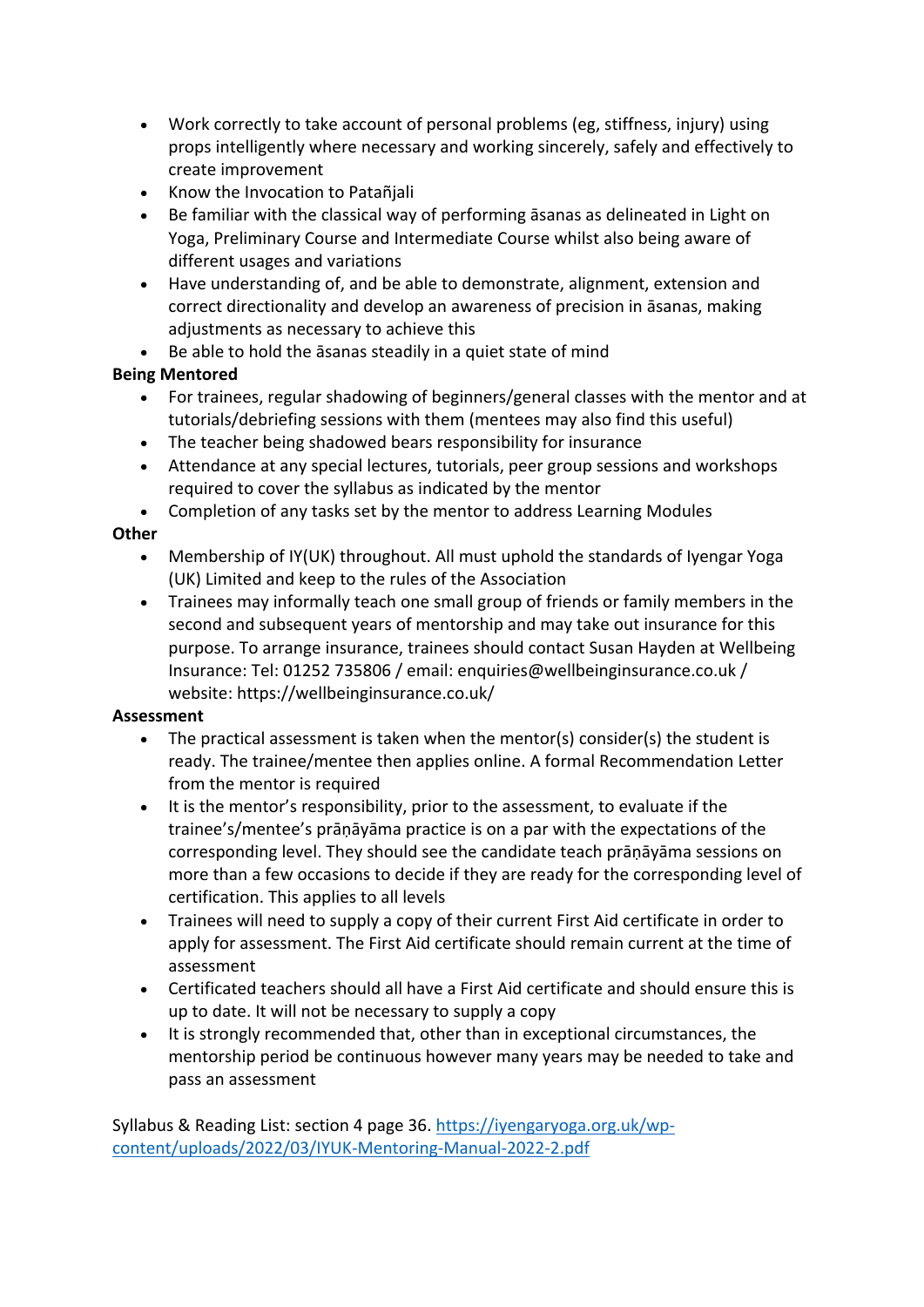- Work correctly to take account of personal problems (eg, stiffness, injury) using props intelligently where necessary and working sincerely, safely and effectively to create improvement
- Know the Invocation to Patañjali
- Be familiar with the classical way of performing āsanas as delineated in Light on Yoga, Preliminary Course and Intermediate Course whilst also being aware of different usages and variations
- Have understanding of, and be able to demonstrate, alignment, extension and correct directionality and develop an awareness of precision in āsanas, making adjustments as necessary to achieve this
- Be able to hold the āsanas steadily in a quiet state of mind

**Being Mentored**

- For trainees, regular shadowing of beginners/general classes with the mentor and at tutorials/debriefing sessions with them (mentees may also find this useful)
- The teacher being shadowed bears responsibility for insurance
- Attendance at any special lectures, tutorials, peer group sessions and workshops required to cover the syllabus as indicated by the mentor
- Completion of any tasks set by the mentor to address Learning Modules

**Other**

- Membership of IY(UK) throughout. All must uphold the standards of Iyengar Yoga (UK) Limited and keep to the rules of the Association
- Trainees may informally teach one small group of friends or family members in the second and subsequent years of mentorship and may take out insurance for this purpose. To arrange insurance, trainees should contact Susan Hayden at Wellbeing Insurance: Tel: 01252 735806 / email: enquiries@wellbeinginsurance.co.uk / website: https://wellbeinginsurance.co.uk/

**Assessment**

- The practical assessment is taken when the mentor(s) consider(s) the student is ready. The trainee/mentee then applies online. A formal Recommendation Letter from the mentor is required
- It is the mentor's responsibility, prior to the assessment, to evaluate if the trainee's/mentee's prāṇāyāma practice is on a par with the expectations of the corresponding level. They should see the candidate teach prāṇāyāma sessions on more than a few occasions to decide if they are ready for the corresponding level of certification. This applies to all levels
- Trainees will need to supply a copy of their current First Aid certificate in order to apply for assessment. The First Aid certificate should remain current at the time of assessment
- Certificated teachers should all have a First Aid certificate and should ensure this is up to date. It will not be necessary to supply a copy
- It is strongly recommended that, other than in exceptional circumstances, the mentorship period be continuous however many years may be needed to take and pass an assessment

Syllabus & Reading List: section 4 page 36. [https://iyengaryoga.org.uk/wp-content/uploads/2022/03/IYUK-Mentoring-Manual-2022-2.pdf](https://iyengaryoga.org.uk/wp-content/uploads/2022/03/IYUK-Mentoring-Manual-2022-2.pdf)